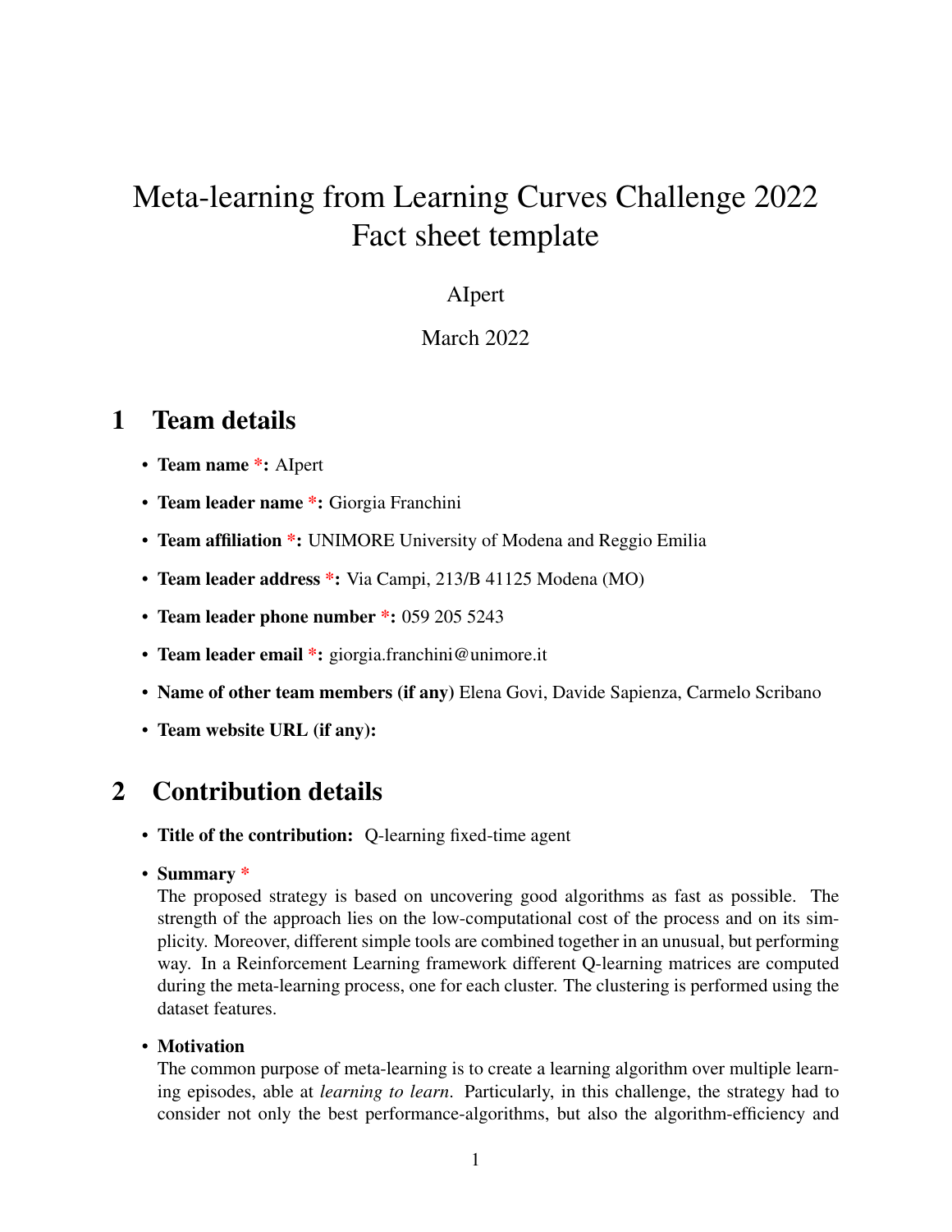# Meta-learning from Learning Curves Challenge 2022
# Fact sheet template

AIpert

March 2022

## 1 Team details

- **Team name *:** AIpert
- **Team leader name *:** Giorgia Franchini
- **Team affiliation *:** UNIMORE University of Modena and Reggio Emilia
- **Team leader address *:** Via Campi, 213/B 41125 Modena (MO)
- **Team leader phone number *:** 059 205 5243
- **Team leader email *:** giorgia.franchini@unimore.it
- **Name of other team members (if any)** Elena Govi, Davide Sapienza, Carmelo Scribano
- **Team website URL (if any):**

## 2 Contribution details

- **Title of the contribution:** Q-learning fixed-time agent
- **Summary ***
  The proposed strategy is based on uncovering good algorithms as fast as possible. The strength of the approach lies on the low-computational cost of the process and on its simplicity. Moreover, different simple tools are combined together in an unusual, but performing way. In a Reinforcement Learning framework different Q-learning matrices are computed during the meta-learning process, one for each cluster. The clustering is performed using the dataset features.
- **Motivation**
  The common purpose of meta-learning is to create a learning algorithm over multiple learning episodes, able at *learning to learn*. Particularly, in this challenge, the strategy had to consider not only the best performance-algorithms, but also the algorithm-efficiency and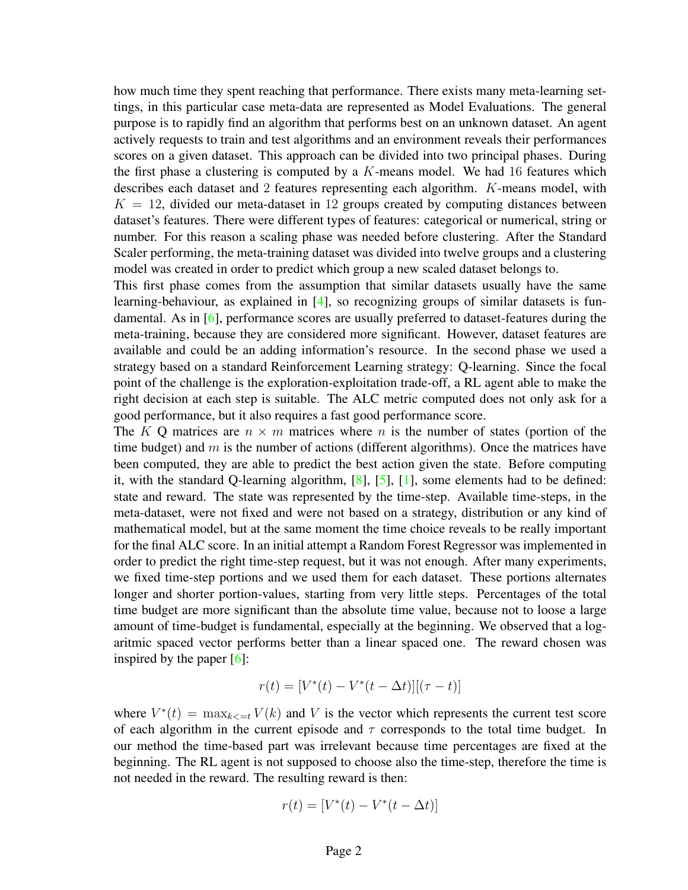how much time they spent reaching that performance. There exists many meta-learning settings, in this particular case meta-data are represented as Model Evaluations. The general purpose is to rapidly find an algorithm that performs best on an unknown dataset. An agent actively requests to train and test algorithms and an environment reveals their performances scores on a given dataset. This approach can be divided into two principal phases. During the first phase a clustering is computed by a $K$-means model. We had 16 features which describes each dataset and 2 features representing each algorithm. $K$-means model, with $K = 12$, divided our meta-dataset in 12 groups created by computing distances between dataset's features. There were different types of features: categorical or numerical, string or number. For this reason a scaling phase was needed before clustering. After the Standard Scaler performing, the meta-training dataset was divided into twelve groups and a clustering model was created in order to predict which group a new scaled dataset belongs to.

This first phase comes from the assumption that similar datasets usually have the same learning-behaviour, as explained in [4], so recognizing groups of similar datasets is fundamental. As in [6], performance scores are usually preferred to dataset-features during the meta-training, because they are considered more significant. However, dataset features are available and could be an adding information's resource. In the second phase we used a strategy based on a standard Reinforcement Learning strategy: Q-learning. Since the focal point of the challenge is the exploration-exploitation trade-off, a RL agent able to make the right decision at each step is suitable. The ALC metric computed does not only ask for a good performance, but it also requires a fast good performance score.

The $K$ Q matrices are $n \times m$ matrices where $n$ is the number of states (portion of the time budget) and $m$ is the number of actions (different algorithms). Once the matrices have been computed, they are able to predict the best action given the state. Before computing it, with the standard Q-learning algorithm, [8], [5], [1], some elements had to be defined: state and reward. The state was represented by the time-step. Available time-steps, in the meta-dataset, were not fixed and were not based on a strategy, distribution or any kind of mathematical model, but at the same moment the time choice reveals to be really important for the final ALC score. In an initial attempt a Random Forest Regressor was implemented in order to predict the right time-step request, but it was not enough. After many experiments, we fixed time-step portions and we used them for each dataset. These portions alternates longer and shorter portion-values, starting from very little steps. Percentages of the total time budget are more significant than the absolute time value, because not to loose a large amount of time-budget is fundamental, especially at the beginning. We observed that a logaritmic spaced vector performs better than a linear spaced one. The reward chosen was inspired by the paper [6]:

$$r(t) = [V^*(t) - V^*(t - \Delta t)][(\tau - t)]$$

where $V^*(t) = \max_{k<=t} V(k)$ and $V$ is the vector which represents the current test score of each algorithm in the current episode and $\tau$ corresponds to the total time budget. In our method the time-based part was irrelevant because time percentages are fixed at the beginning. The RL agent is not supposed to choose also the time-step, therefore the time is not needed in the reward. The resulting reward is then:

$$r(t) = [V^*(t) - V^*(t - \Delta t)]$$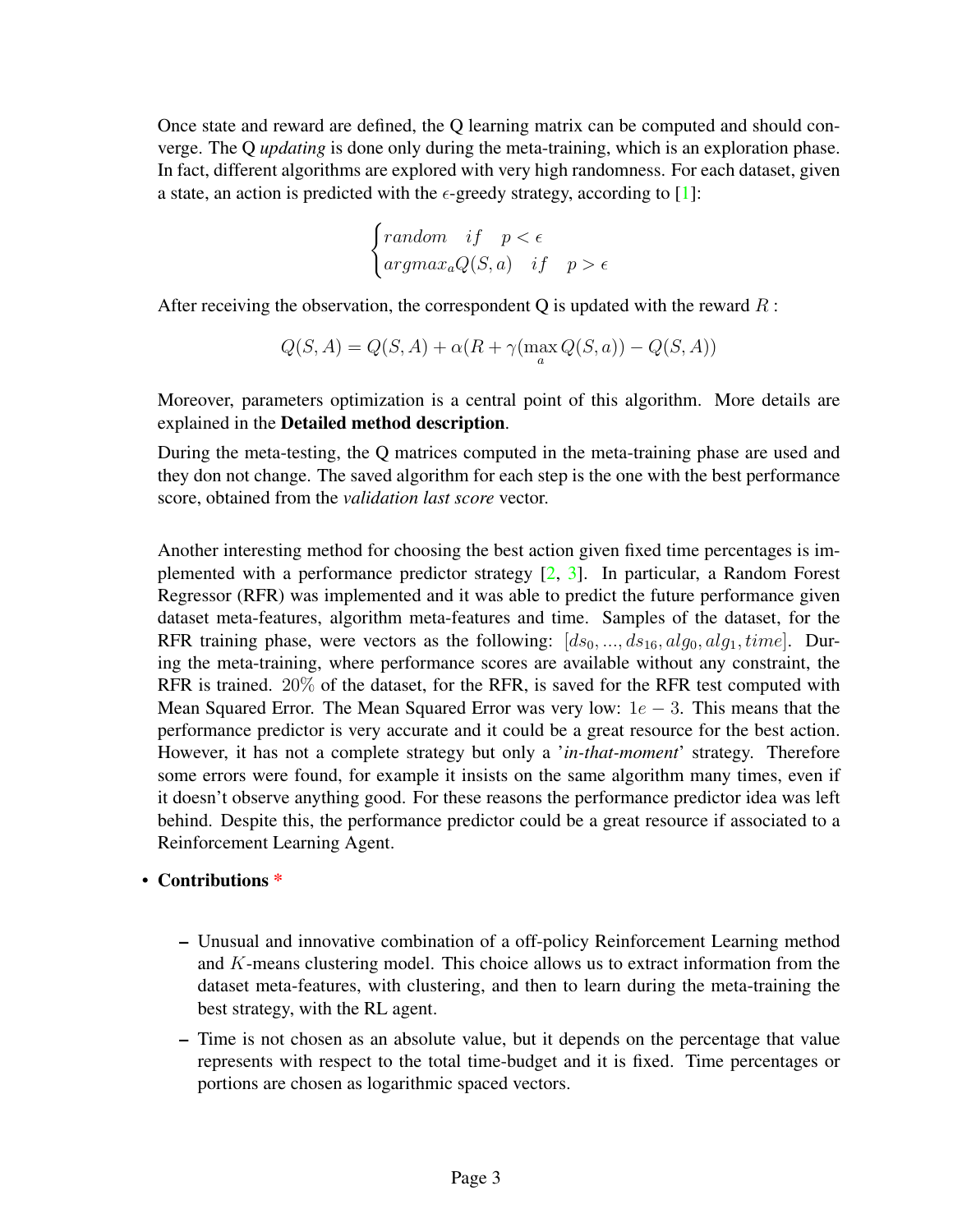Once state and reward are defined, the Q learning matrix can be computed and should converge. The Q *updating* is done only during the meta-training, which is an exploration phase. In fact, different algorithms are explored with very high randomness. For each dataset, given a state, an action is predicted with the $\epsilon$-greedy strategy, according to [1]:

$$\begin{cases} random \quad if \quad p < \epsilon \\ argmax_a Q(S,a) \quad if \quad p > \epsilon \end{cases}$$

After receiving the observation, the correspondent Q is updated with the reward $R$ :

$$Q(S,A) = Q(S,A) + \alpha(R + \gamma(\max_a Q(S,a)) - Q(S,A))$$

Moreover, parameters optimization is a central point of this algorithm. More details are explained in the **Detailed method description**.

During the meta-testing, the Q matrices computed in the meta-training phase are used and they don not change. The saved algorithm for each step is the one with the best performance score, obtained from the *validation last score* vector.

Another interesting method for choosing the best action given fixed time percentages is implemented with a performance predictor strategy [2, 3]. In particular, a Random Forest Regressor (RFR) was implemented and it was able to predict the future performance given dataset meta-features, algorithm meta-features and time. Samples of the dataset, for the RFR training phase, were vectors as the following: $[ds_0, ..., ds_{16}, alg_0, alg_1, time]$. During the meta-training, where performance scores are available without any constraint, the RFR is trained. $20\%$ of the dataset, for the RFR, is saved for the RFR test computed with Mean Squared Error. The Mean Squared Error was very low: $1e-3$. This means that the performance predictor is very accurate and it could be a great resource for the best action. However, it has not a complete strategy but only a '*in-that-moment*' strategy. Therefore some errors were found, for example it insists on the same algorithm many times, even if it doesn't observe anything good. For these reasons the performance predictor idea was left behind. Despite this, the performance predictor could be a great resource if associated to a Reinforcement Learning Agent.

- **Contributions** *

  - Unusual and innovative combination of a off-policy Reinforcement Learning method and $K$-means clustering model. This choice allows us to extract information from the dataset meta-features, with clustering, and then to learn during the meta-training the best strategy, with the RL agent.
  - Time is not chosen as an absolute value, but it depends on the percentage that value represents with respect to the total time-budget and it is fixed. Time percentages or portions are chosen as logarithmic spaced vectors.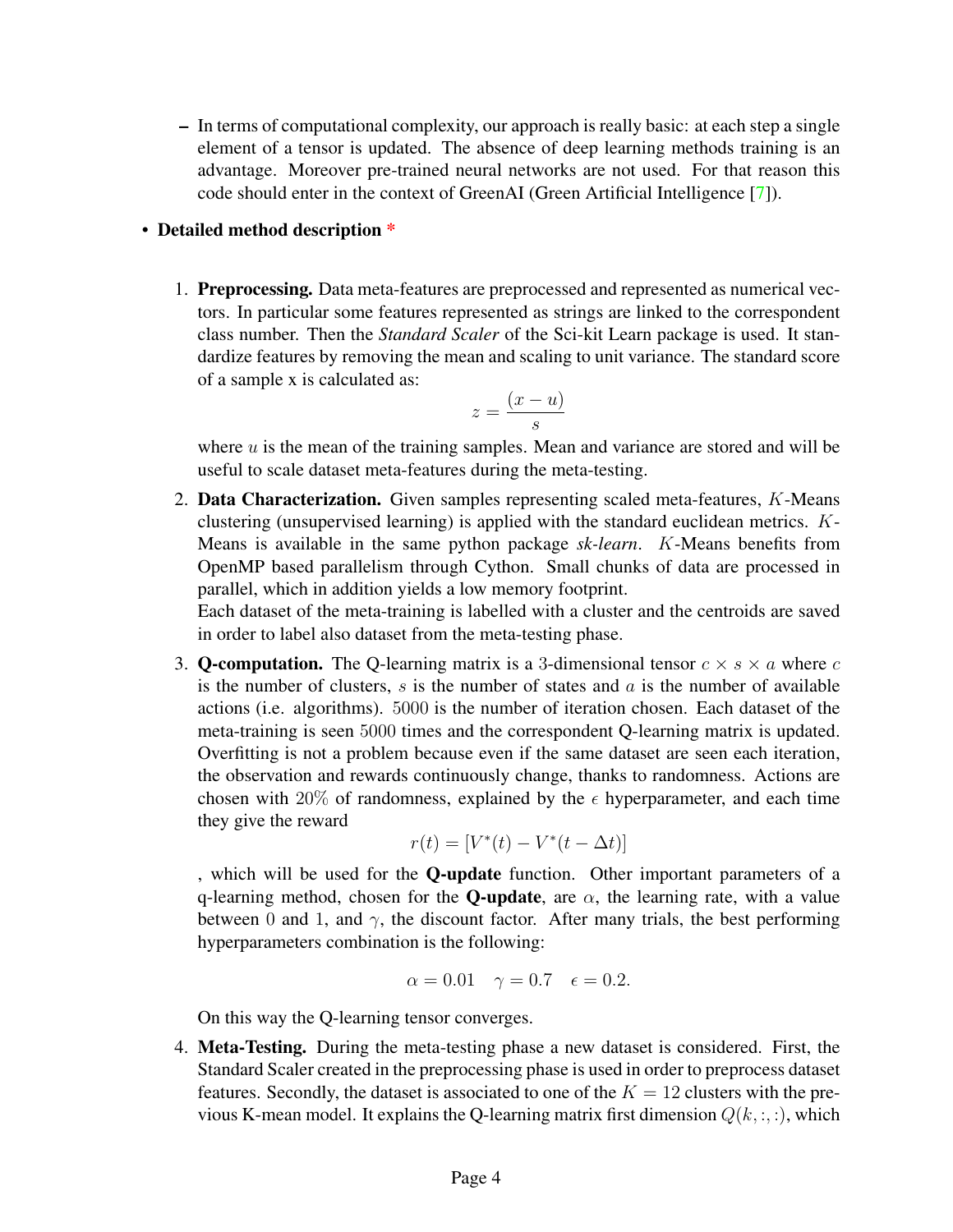- In terms of computational complexity, our approach is really basic: at each step a single element of a tensor is updated. The absence of deep learning methods training is an advantage. Moreover pre-trained neural networks are not used. For that reason this code should enter in the context of GreenAI (Green Artificial Intelligence [7]).

- **Detailed method description** *

  1. **Preprocessing.** Data meta-features are preprocessed and represented as numerical vectors. In particular some features represented as strings are linked to the correspondent class number. Then the *Standard Scaler* of the Sci-kit Learn package is used. It standardize features by removing the mean and scaling to unit variance. The standard score of a sample x is calculated as:

     $$z = \frac{(x - u)}{s}$$

     where $u$ is the mean of the training samples. Mean and variance are stored and will be useful to scale dataset meta-features during the meta-testing.

  2. **Data Characterization.** Given samples representing scaled meta-features, $K$-Means clustering (unsupervised learning) is applied with the standard euclidean metrics. $K$-Means is available in the same python package *sk-learn*. $K$-Means benefits from OpenMP based parallelism through Cython. Small chunks of data are processed in parallel, which in addition yields a low memory footprint.
     Each dataset of the meta-training is labelled with a cluster and the centroids are saved in order to label also dataset from the meta-testing phase.

  3. **Q-computation.** The Q-learning matrix is a 3-dimensional tensor $c \times s \times a$ where $c$ is the number of clusters, $s$ is the number of states and $a$ is the number of available actions (i.e. algorithms). $5000$ is the number of iteration chosen. Each dataset of the meta-training is seen $5000$ times and the correspondent Q-learning matrix is updated. Overfitting is not a problem because even if the same dataset are seen each iteration, the observation and rewards continuously change, thanks to randomness. Actions are chosen with $20\%$ of randomness, explained by the $\epsilon$ hyperparameter, and each time they give the reward

     $$r(t) = [V^*(t) - V^*(t - \Delta t)]$$

     , which will be used for the **Q-update** function. Other important parameters of a q-learning method, chosen for the **Q-update**, are $\alpha$, the learning rate, with a value between $0$ and $1$, and $\gamma$, the discount factor. After many trials, the best performing hyperparameters combination is the following:

     $$\alpha = 0.01 \quad \gamma = 0.7 \quad \epsilon = 0.2.$$

     On this way the Q-learning tensor converges.

  4. **Meta-Testing.** During the meta-testing phase a new dataset is considered. First, the Standard Scaler created in the preprocessing phase is used in order to preprocess dataset features. Secondly, the dataset is associated to one of the $K = 12$ clusters with the previous K-mean model. It explains the Q-learning matrix first dimension $Q(k, :, :)$, which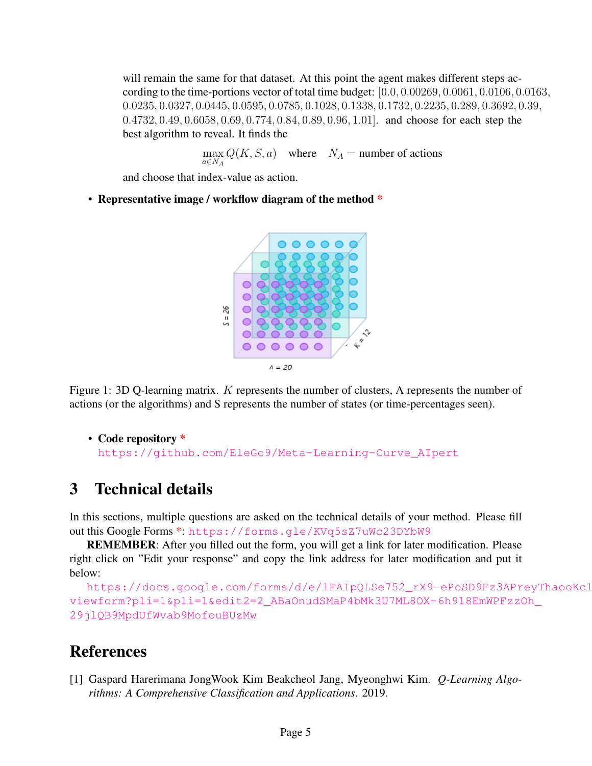will remain the same for that dataset. At this point the agent makes different steps according to the time-portions vector of total time budget: $[0.0, 0.00269, 0.0061, 0.0106, 0.0163, 0.0235, 0.0327, 0.0445, 0.0595, 0.0785, 0.1028, 0.1338, 0.1732, 0.2235, 0.289, 0.3692, 0.39, 0.4732, 0.49, 0.6058, 0.69, 0.774, 0.84, 0.89, 0.96, 1.01]$. and choose for each step the best algorithm to reveal. It finds the

$$\max_{a \in N_A} Q(K, S, a) \quad \text{where} \quad N_A = \text{number of actions}$$

and choose that index-value as action.

- **Representative image / workflow diagram of the method** *

Figure 1: 3D Q-learning matrix. $K$ represents the number of clusters, A represents the number of actions (or the algorithms) and S represents the number of states (or time-percentages seen).

- **Code repository** *
  https://github.com/EleGo9/Meta-Learning-Curve_AIpert

# 3 Technical details

In this sections, multiple questions are asked on the technical details of your method. Please fill out this Google Forms *: https://forms.gle/KVq5sZ7uWc23DYbW9

**REMEMBER**: After you filled out the form, you will get a link for later modification. Please right click on "Edit your response" and copy the link address for later modification and put it below:

https://docs.google.com/forms/d/e/1FAIpQLSe752_rX9-ePoSD9Fz3APreyThaooKc1viewform?pli=1&pli=1&edit2=2_ABaOnudSMaP4bMk3U7ML8OX-6h918EmWPFzzOh_29jlQB9MpdUfWvab9MofouBUzMw

# References

[1] Gaspard Harerimana JongWook Kim Beakcheol Jang, Myeonghwi Kim. *Q-Learning Algorithms: A Comprehensive Classification and Applications*. 2019.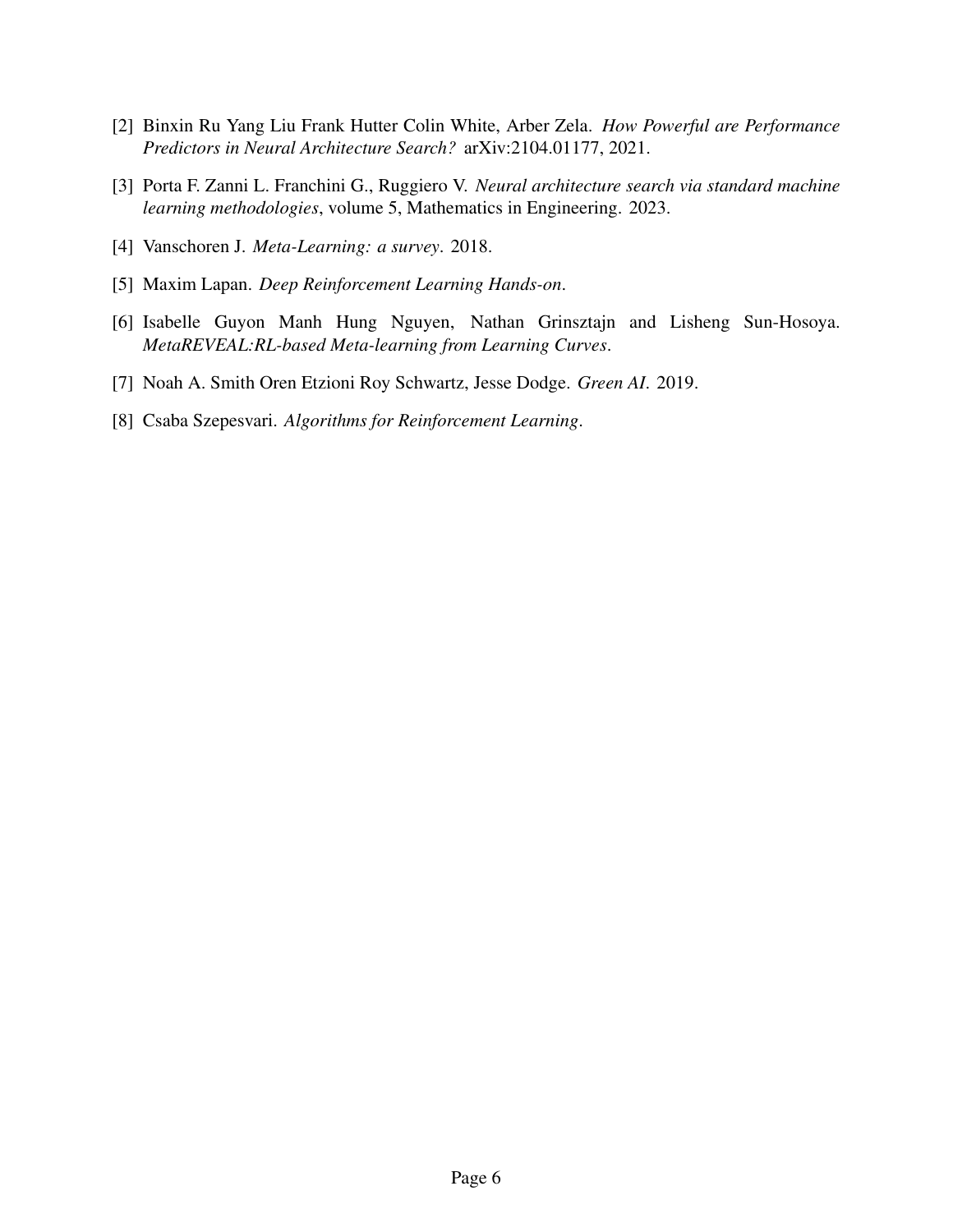[2] Binxin Ru Yang Liu Frank Hutter Colin White, Arber Zela. *How Powerful are Performance Predictors in Neural Architecture Search?* arXiv:2104.01177, 2021.

[3] Porta F. Zanni L. Franchini G., Ruggiero V. *Neural architecture search via standard machine learning methodologies*, volume 5, Mathematics in Engineering. 2023.

[4] Vanschoren J. *Meta-Learning: a survey*. 2018.

[5] Maxim Lapan. *Deep Reinforcement Learning Hands-on*.

[6] Isabelle Guyon Manh Hung Nguyen, Nathan Grinsztajn and Lisheng Sun-Hosoya. *MetaREVEAL:RL-based Meta-learning from Learning Curves*.

[7] Noah A. Smith Oren Etzioni Roy Schwartz, Jesse Dodge. *Green AI*. 2019.

[8] Csaba Szepesvari. *Algorithms for Reinforcement Learning*.